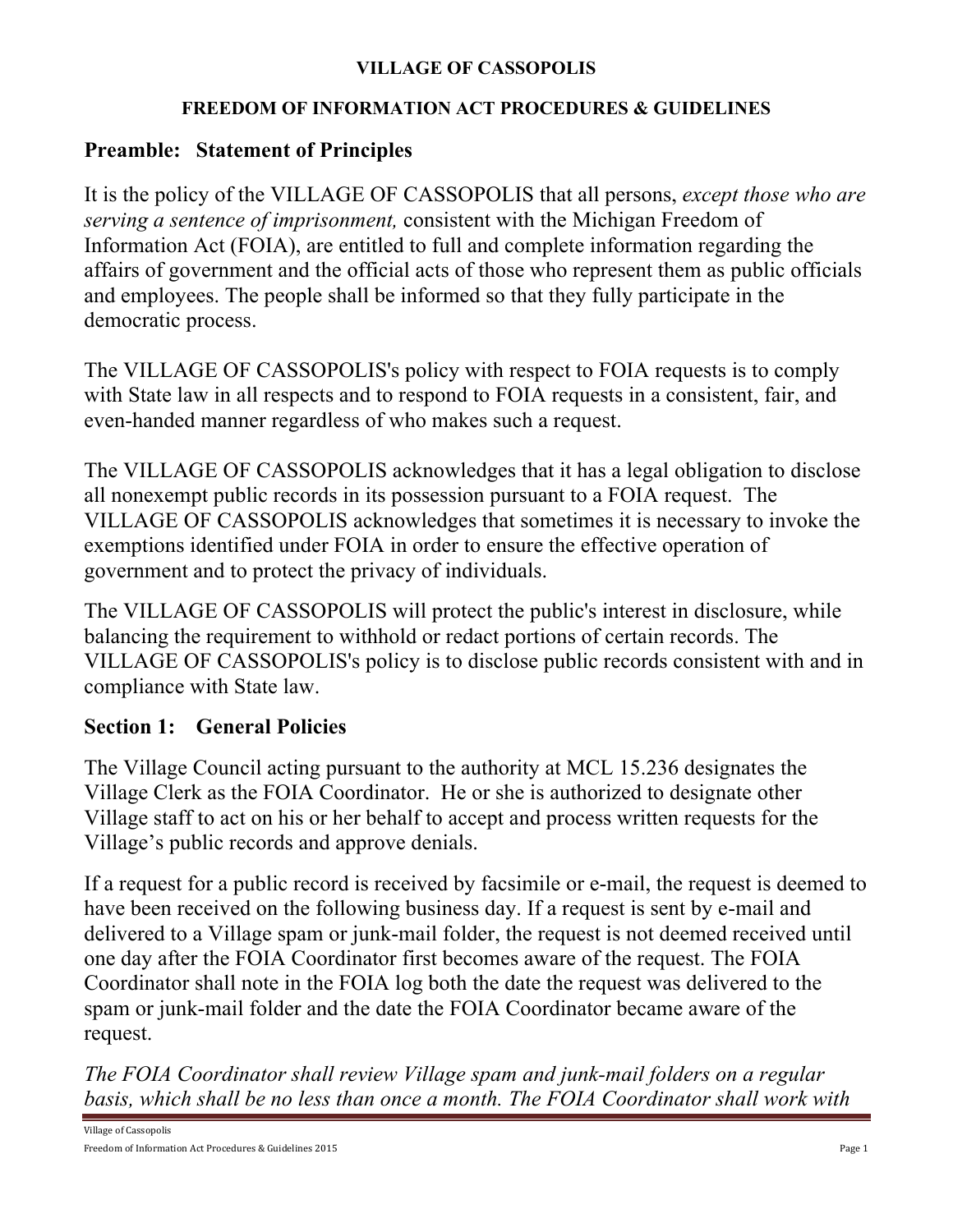**VILLAGE OF CASSOPOLIS**

**FREEDOM OF INFORMATION ACT PROCEDURES & GUIDELINES**

## Preamble: Statement of Principles

It is the policy of the VILLAGE OF CASSOPOLIS that all persons, *except those who are serving a sentence of imprisonment,* consistent with the Michigan Freedom of Information Act (FOIA), are entitled to full and complete information regarding the affairs of government and the official acts of those who represent them as public officials and employees. The people shall be informed so that they fully participate in the democratic process.

The VILLAGE OF CASSOPOLIS's policy with respect to FOIA requests is to comply with State law in all respects and to respond to FOIA requests in a consistent, fair, and even-handed manner regardless of who makes such a request.

The VILLAGE OF CASSOPOLIS acknowledges that it has a legal obligation to disclose all nonexempt public records in its possession pursuant to a FOIA request. The VILLAGE OF CASSOPOLIS acknowledges that sometimes it is necessary to invoke the exemptions identified under FOIA in order to ensure the effective operation of government and to protect the privacy of individuals.

The VILLAGE OF CASSOPOLIS will protect the public's interest in disclosure, while balancing the requirement to withhold or redact portions of certain records. The VILLAGE OF CASSOPOLIS's policy is to disclose public records consistent with and in compliance with State law.

## Section 1: General Policies

The Village Council acting pursuant to the authority at MCL 15.236 designates the Village Clerk as the FOIA Coordinator. He or she is authorized to designate other Village staff to act on his or her behalf to accept and process written requests for the Village's public records and approve denials.

If a request for a public record is received by facsimile or e-mail, the request is deemed to have been received on the following business day. If a request is sent by e-mail and delivered to a Village spam or junk-mail folder, the request is not deemed received until one day after the FOIA Coordinator first becomes aware of the request. The FOIA Coordinator shall note in the FOIA log both the date the request was delivered to the spam or junk-mail folder and the date the FOIA Coordinator became aware of the request.

*The FOIA Coordinator shall review Village spam and junk-mail folders on a regular basis, which shall be no less than once a month. The FOIA Coordinator shall work with*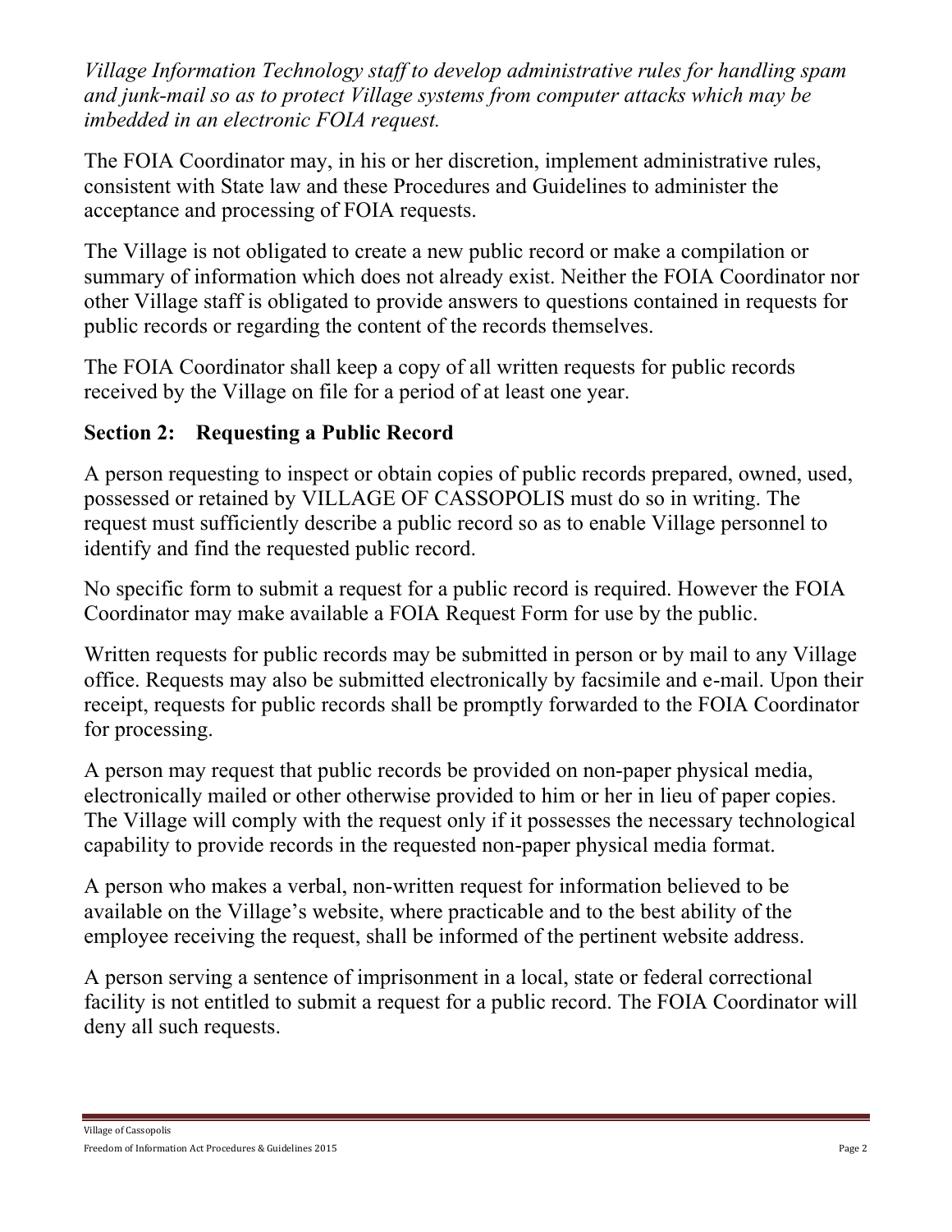*Village Information Technology staff to develop administrative rules for handling spam and junk-mail so as to protect Village systems from computer attacks which may be imbedded in an electronic FOIA request.*

The FOIA Coordinator may, in his or her discretion, implement administrative rules, consistent with State law and these Procedures and Guidelines to administer the acceptance and processing of FOIA requests.

The Village is not obligated to create a new public record or make a compilation or summary of information which does not already exist. Neither the FOIA Coordinator nor other Village staff is obligated to provide answers to questions contained in requests for public records or regarding the content of the records themselves.

The FOIA Coordinator shall keep a copy of all written requests for public records received by the Village on file for a period of at least one year.

## Section 2: Requesting a Public Record

A person requesting to inspect or obtain copies of public records prepared, owned, used, possessed or retained by VILLAGE OF CASSOPOLIS must do so in writing. The request must sufficiently describe a public record so as to enable Village personnel to identify and find the requested public record.

No specific form to submit a request for a public record is required. However the FOIA Coordinator may make available a FOIA Request Form for use by the public.

Written requests for public records may be submitted in person or by mail to any Village office. Requests may also be submitted electronically by facsimile and e-mail. Upon their receipt, requests for public records shall be promptly forwarded to the FOIA Coordinator for processing.

A person may request that public records be provided on non-paper physical media, electronically mailed or other otherwise provided to him or her in lieu of paper copies. The Village will comply with the request only if it possesses the necessary technological capability to provide records in the requested non-paper physical media format.

A person who makes a verbal, non-written request for information believed to be available on the Village's website, where practicable and to the best ability of the employee receiving the request, shall be informed of the pertinent website address.

A person serving a sentence of imprisonment in a local, state or federal correctional facility is not entitled to submit a request for a public record. The FOIA Coordinator will deny all such requests.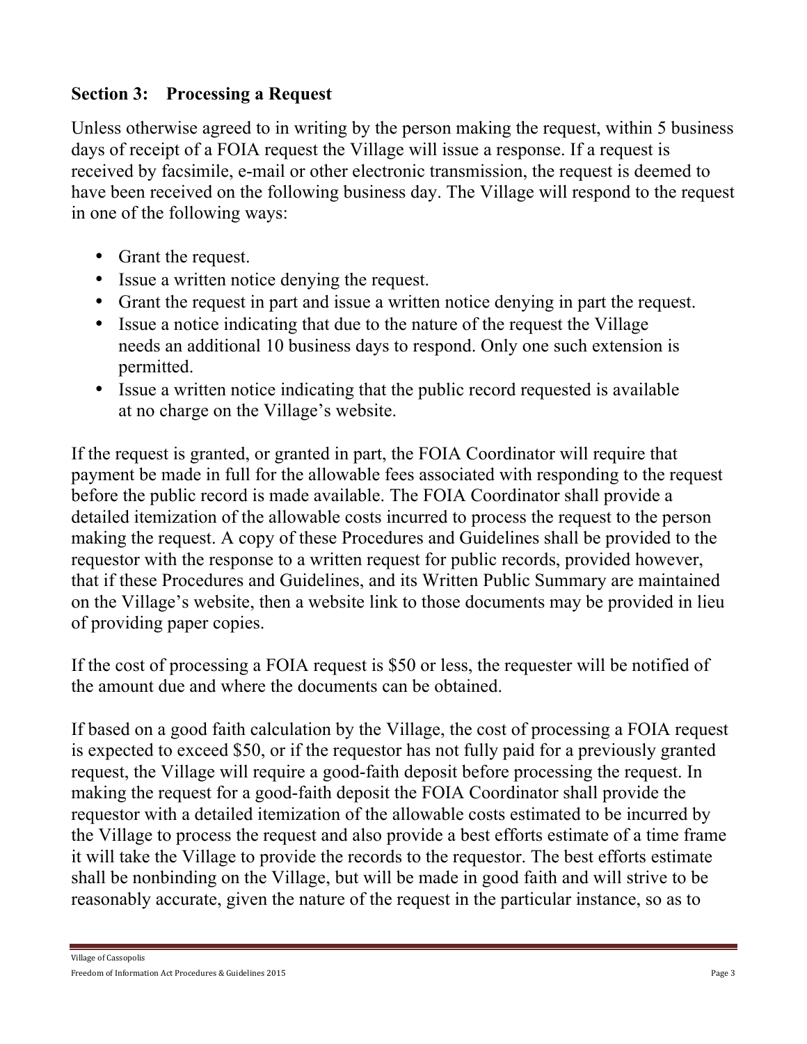## Section 3: Processing a Request

Unless otherwise agreed to in writing by the person making the request, within 5 business days of receipt of a FOIA request the Village will issue a response. If a request is received by facsimile, e-mail or other electronic transmission, the request is deemed to have been received on the following business day. The Village will respond to the request in one of the following ways:

- Grant the request.
- Issue a written notice denying the request.
- Grant the request in part and issue a written notice denying in part the request.
- Issue a notice indicating that due to the nature of the request the Village needs an additional 10 business days to respond. Only one such extension is permitted.
- Issue a written notice indicating that the public record requested is available at no charge on the Village's website.

If the request is granted, or granted in part, the FOIA Coordinator will require that payment be made in full for the allowable fees associated with responding to the request before the public record is made available. The FOIA Coordinator shall provide a detailed itemization of the allowable costs incurred to process the request to the person making the request. A copy of these Procedures and Guidelines shall be provided to the requestor with the response to a written request for public records, provided however, that if these Procedures and Guidelines, and its Written Public Summary are maintained on the Village's website, then a website link to those documents may be provided in lieu of providing paper copies.

If the cost of processing a FOIA request is $50 or less, the requester will be notified of the amount due and where the documents can be obtained.

If based on a good faith calculation by the Village, the cost of processing a FOIA request is expected to exceed $50, or if the requestor has not fully paid for a previously granted request, the Village will require a good-faith deposit before processing the request. In making the request for a good-faith deposit the FOIA Coordinator shall provide the requestor with a detailed itemization of the allowable costs estimated to be incurred by the Village to process the request and also provide a best efforts estimate of a time frame it will take the Village to provide the records to the requestor. The best efforts estimate shall be nonbinding on the Village, but will be made in good faith and will strive to be reasonably accurate, given the nature of the request in the particular instance, so as to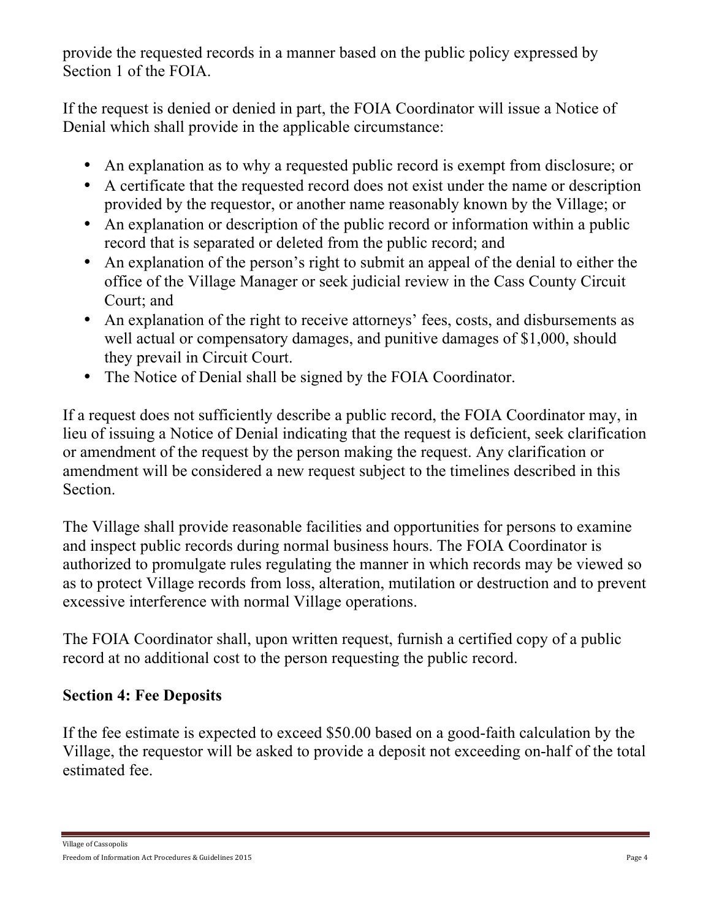provide the requested records in a manner based on the public policy expressed by Section 1 of the FOIA.

If the request is denied or denied in part, the FOIA Coordinator will issue a Notice of Denial which shall provide in the applicable circumstance:

- An explanation as to why a requested public record is exempt from disclosure; or
- A certificate that the requested record does not exist under the name or description provided by the requestor, or another name reasonably known by the Village; or
- An explanation or description of the public record or information within a public record that is separated or deleted from the public record; and
- An explanation of the person's right to submit an appeal of the denial to either the office of the Village Manager or seek judicial review in the Cass County Circuit Court; and
- An explanation of the right to receive attorneys' fees, costs, and disbursements as well actual or compensatory damages, and punitive damages of $1,000, should they prevail in Circuit Court.
- The Notice of Denial shall be signed by the FOIA Coordinator.

If a request does not sufficiently describe a public record, the FOIA Coordinator may, in lieu of issuing a Notice of Denial indicating that the request is deficient, seek clarification or amendment of the request by the person making the request. Any clarification or amendment will be considered a new request subject to the timelines described in this Section.

The Village shall provide reasonable facilities and opportunities for persons to examine and inspect public records during normal business hours. The FOIA Coordinator is authorized to promulgate rules regulating the manner in which records may be viewed so as to protect Village records from loss, alteration, mutilation or destruction and to prevent excessive interference with normal Village operations.

The FOIA Coordinator shall, upon written request, furnish a certified copy of a public record at no additional cost to the person requesting the public record.

## Section 4: Fee Deposits

If the fee estimate is expected to exceed $50.00 based on a good-faith calculation by the Village, the requestor will be asked to provide a deposit not exceeding on-half of the total estimated fee.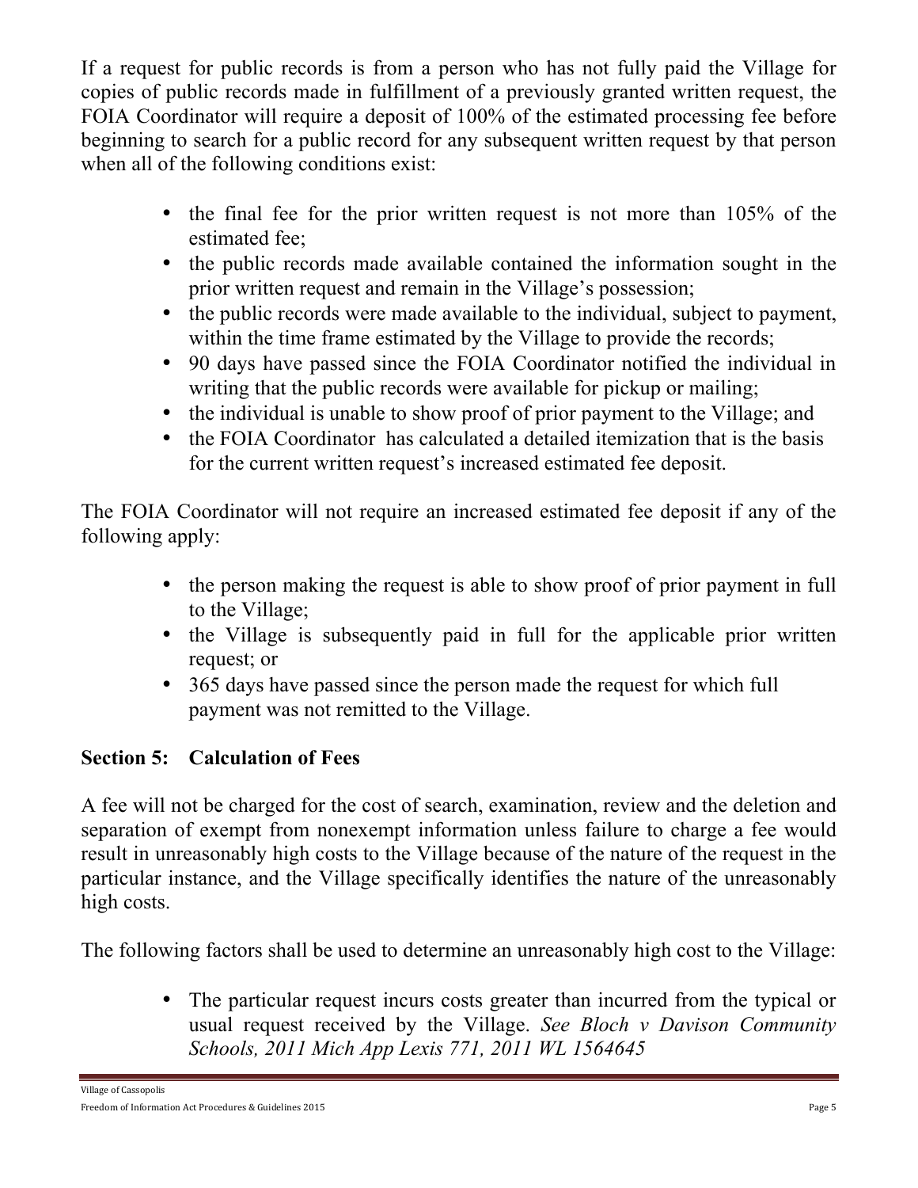If a request for public records is from a person who has not fully paid the Village for copies of public records made in fulfillment of a previously granted written request, the FOIA Coordinator will require a deposit of 100% of the estimated processing fee before beginning to search for a public record for any subsequent written request by that person when all of the following conditions exist:

- the final fee for the prior written request is not more than 105% of the estimated fee;
- the public records made available contained the information sought in the prior written request and remain in the Village's possession;
- the public records were made available to the individual, subject to payment, within the time frame estimated by the Village to provide the records;
- 90 days have passed since the FOIA Coordinator notified the individual in writing that the public records were available for pickup or mailing;
- the individual is unable to show proof of prior payment to the Village; and
- the FOIA Coordinator has calculated a detailed itemization that is the basis for the current written request's increased estimated fee deposit.

The FOIA Coordinator will not require an increased estimated fee deposit if any of the following apply:

- the person making the request is able to show proof of prior payment in full to the Village;
- the Village is subsequently paid in full for the applicable prior written request; or
- 365 days have passed since the person made the request for which full payment was not remitted to the Village.

## Section 5: Calculation of Fees

A fee will not be charged for the cost of search, examination, review and the deletion and separation of exempt from nonexempt information unless failure to charge a fee would result in unreasonably high costs to the Village because of the nature of the request in the particular instance, and the Village specifically identifies the nature of the unreasonably high costs.

The following factors shall be used to determine an unreasonably high cost to the Village:

- The particular request incurs costs greater than incurred from the typical or usual request received by the Village. *See Bloch v Davison Community Schools, 2011 Mich App Lexis 771, 2011 WL 1564645*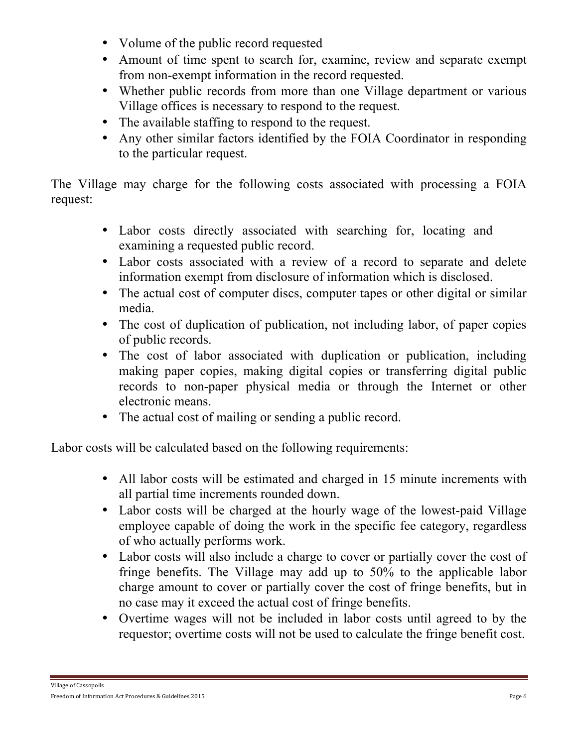- Volume of the public record requested
- Amount of time spent to search for, examine, review and separate exempt from non-exempt information in the record requested.
- Whether public records from more than one Village department or various Village offices is necessary to respond to the request.
- The available staffing to respond to the request.
- Any other similar factors identified by the FOIA Coordinator in responding to the particular request.

The Village may charge for the following costs associated with processing a FOIA request:

- Labor costs directly associated with searching for, locating and examining a requested public record.
- Labor costs associated with a review of a record to separate and delete information exempt from disclosure of information which is disclosed.
- The actual cost of computer discs, computer tapes or other digital or similar media.
- The cost of duplication of publication, not including labor, of paper copies of public records.
- The cost of labor associated with duplication or publication, including making paper copies, making digital copies or transferring digital public records to non-paper physical media or through the Internet or other electronic means.
- The actual cost of mailing or sending a public record.

Labor costs will be calculated based on the following requirements:

- All labor costs will be estimated and charged in 15 minute increments with all partial time increments rounded down.
- Labor costs will be charged at the hourly wage of the lowest-paid Village employee capable of doing the work in the specific fee category, regardless of who actually performs work.
- Labor costs will also include a charge to cover or partially cover the cost of fringe benefits. The Village may add up to 50% to the applicable labor charge amount to cover or partially cover the cost of fringe benefits, but in no case may it exceed the actual cost of fringe benefits.
- Overtime wages will not be included in labor costs until agreed to by the requestor; overtime costs will not be used to calculate the fringe benefit cost.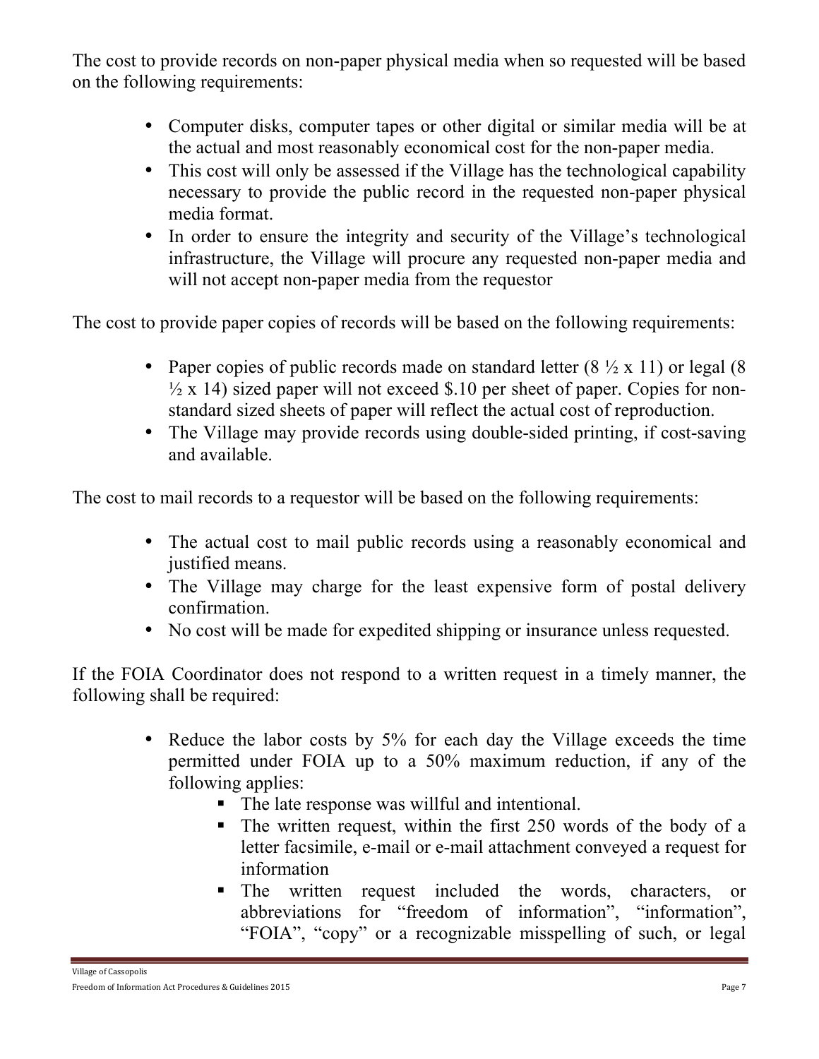The cost to provide records on non-paper physical media when so requested will be based on the following requirements:

- Computer disks, computer tapes or other digital or similar media will be at the actual and most reasonably economical cost for the non-paper media.
- This cost will only be assessed if the Village has the technological capability necessary to provide the public record in the requested non-paper physical media format.
- In order to ensure the integrity and security of the Village's technological infrastructure, the Village will procure any requested non-paper media and will not accept non-paper media from the requestor

The cost to provide paper copies of records will be based on the following requirements:

- Paper copies of public records made on standard letter (8 ½ x 11) or legal (8 ½ x 14) sized paper will not exceed $.10 per sheet of paper. Copies for non-standard sized sheets of paper will reflect the actual cost of reproduction.
- The Village may provide records using double-sided printing, if cost-saving and available.

The cost to mail records to a requestor will be based on the following requirements:

- The actual cost to mail public records using a reasonably economical and justified means.
- The Village may charge for the least expensive form of postal delivery confirmation.
- No cost will be made for expedited shipping or insurance unless requested.

If the FOIA Coordinator does not respond to a written request in a timely manner, the following shall be required:

- Reduce the labor costs by 5% for each day the Village exceeds the time permitted under FOIA up to a 50% maximum reduction, if any of the following applies:
    - The late response was willful and intentional.
    - The written request, within the first 250 words of the body of a letter facsimile, e-mail or e-mail attachment conveyed a request for information
    - The written request included the words, characters, or abbreviations for "freedom of information", "information", "FOIA", "copy" or a recognizable misspelling of such, or legal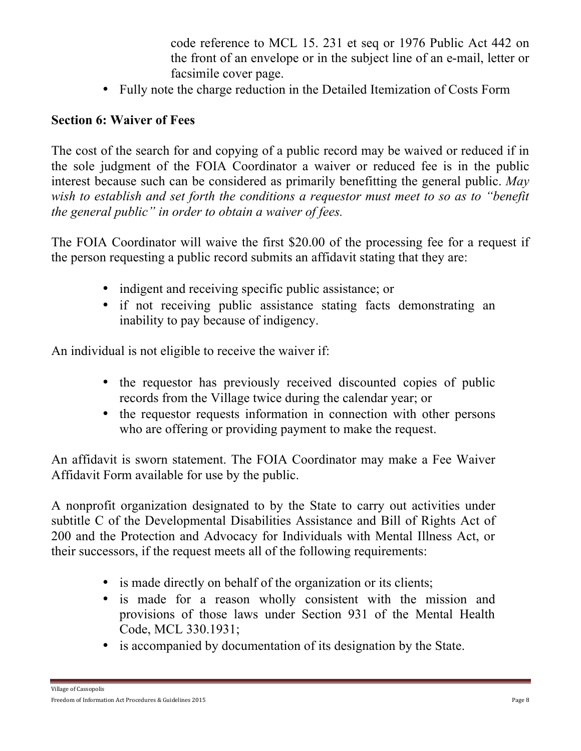code reference to MCL 15. 231 et seq or 1976 Public Act 442 on the front of an envelope or in the subject line of an e-mail, letter or facsimile cover page.

- Fully note the charge reduction in the Detailed Itemization of Costs Form

**Section 6: Waiver of Fees**

The cost of the search for and copying of a public record may be waived or reduced if in the sole judgment of the FOIA Coordinator a waiver or reduced fee is in the public interest because such can be considered as primarily benefitting the general public. *May wish to establish and set forth the conditions a requestor must meet to so as to "benefit the general public" in order to obtain a waiver of fees.*

The FOIA Coordinator will waive the first $20.00 of the processing fee for a request if the person requesting a public record submits an affidavit stating that they are:

- indigent and receiving specific public assistance; or
- if not receiving public assistance stating facts demonstrating an inability to pay because of indigency.

An individual is not eligible to receive the waiver if:

- the requestor has previously received discounted copies of public records from the Village twice during the calendar year; or
- the requestor requests information in connection with other persons who are offering or providing payment to make the request.

An affidavit is sworn statement. The FOIA Coordinator may make a Fee Waiver Affidavit Form available for use by the public.

A nonprofit organization designated to by the State to carry out activities under subtitle C of the Developmental Disabilities Assistance and Bill of Rights Act of 200 and the Protection and Advocacy for Individuals with Mental Illness Act, or their successors, if the request meets all of the following requirements:

- is made directly on behalf of the organization or its clients;
- is made for a reason wholly consistent with the mission and provisions of those laws under Section 931 of the Mental Health Code, MCL 330.1931;
- is accompanied by documentation of its designation by the State.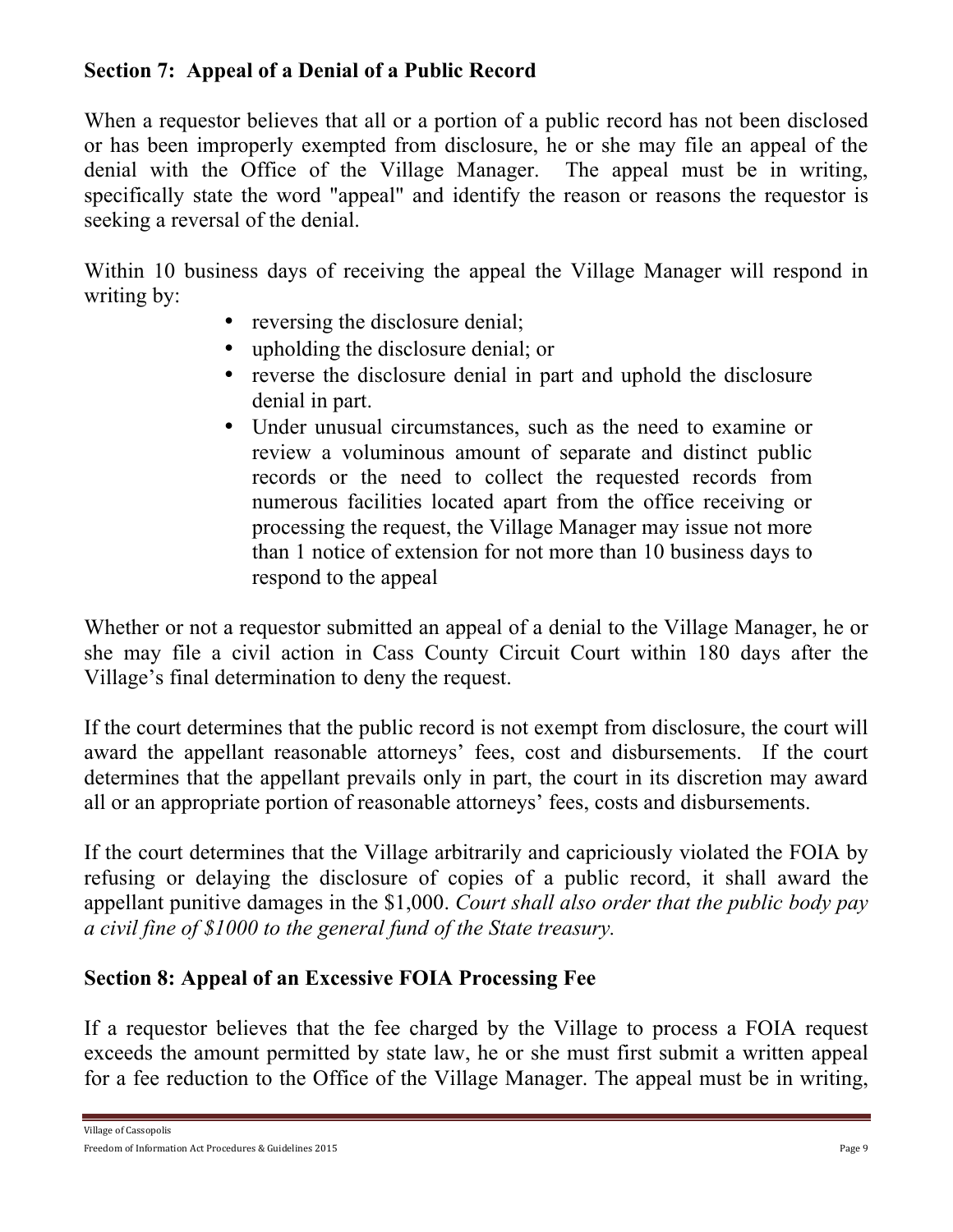## Section 7: Appeal of a Denial of a Public Record

When a requestor believes that all or a portion of a public record has not been disclosed or has been improperly exempted from disclosure, he or she may file an appeal of the denial with the Office of the Village Manager. The appeal must be in writing, specifically state the word "appeal" and identify the reason or reasons the requestor is seeking a reversal of the denial.

Within 10 business days of receiving the appeal the Village Manager will respond in writing by:

- reversing the disclosure denial;
- upholding the disclosure denial; or
- reverse the disclosure denial in part and uphold the disclosure denial in part.
- Under unusual circumstances, such as the need to examine or review a voluminous amount of separate and distinct public records or the need to collect the requested records from numerous facilities located apart from the office receiving or processing the request, the Village Manager may issue not more than 1 notice of extension for not more than 10 business days to respond to the appeal

Whether or not a requestor submitted an appeal of a denial to the Village Manager, he or she may file a civil action in Cass County Circuit Court within 180 days after the Village's final determination to deny the request.

If the court determines that the public record is not exempt from disclosure, the court will award the appellant reasonable attorneys' fees, cost and disbursements. If the court determines that the appellant prevails only in part, the court in its discretion may award all or an appropriate portion of reasonable attorneys' fees, costs and disbursements.

If the court determines that the Village arbitrarily and capriciously violated the FOIA by refusing or delaying the disclosure of copies of a public record, it shall award the appellant punitive damages in the $1,000. *Court shall also order that the public body pay a civil fine of $1000 to the general fund of the State treasury.*

## Section 8: Appeal of an Excessive FOIA Processing Fee

If a requestor believes that the fee charged by the Village to process a FOIA request exceeds the amount permitted by state law, he or she must first submit a written appeal for a fee reduction to the Office of the Village Manager. The appeal must be in writing,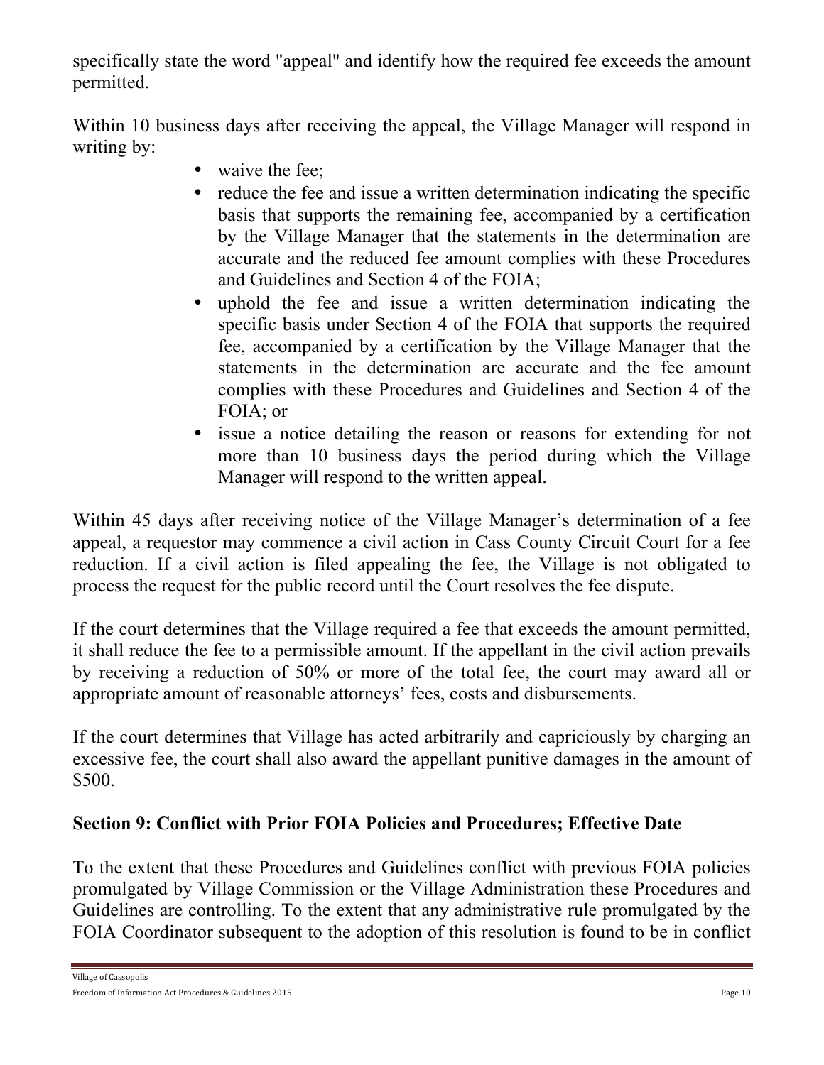specifically state the word "appeal" and identify how the required fee exceeds the amount permitted.

Within 10 business days after receiving the appeal, the Village Manager will respond in writing by:

- waive the fee;
- reduce the fee and issue a written determination indicating the specific basis that supports the remaining fee, accompanied by a certification by the Village Manager that the statements in the determination are accurate and the reduced fee amount complies with these Procedures and Guidelines and Section 4 of the FOIA;
- uphold the fee and issue a written determination indicating the specific basis under Section 4 of the FOIA that supports the required fee, accompanied by a certification by the Village Manager that the statements in the determination are accurate and the fee amount complies with these Procedures and Guidelines and Section 4 of the FOIA; or
- issue a notice detailing the reason or reasons for extending for not more than 10 business days the period during which the Village Manager will respond to the written appeal.

Within 45 days after receiving notice of the Village Manager's determination of a fee appeal, a requestor may commence a civil action in Cass County Circuit Court for a fee reduction. If a civil action is filed appealing the fee, the Village is not obligated to process the request for the public record until the Court resolves the fee dispute.

If the court determines that the Village required a fee that exceeds the amount permitted, it shall reduce the fee to a permissible amount. If the appellant in the civil action prevails by receiving a reduction of 50% or more of the total fee, the court may award all or appropriate amount of reasonable attorneys' fees, costs and disbursements.

If the court determines that Village has acted arbitrarily and capriciously by charging an excessive fee, the court shall also award the appellant punitive damages in the amount of $500.

## Section 9: Conflict with Prior FOIA Policies and Procedures; Effective Date

To the extent that these Procedures and Guidelines conflict with previous FOIA policies promulgated by Village Commission or the Village Administration these Procedures and Guidelines are controlling. To the extent that any administrative rule promulgated by the FOIA Coordinator subsequent to the adoption of this resolution is found to be in conflict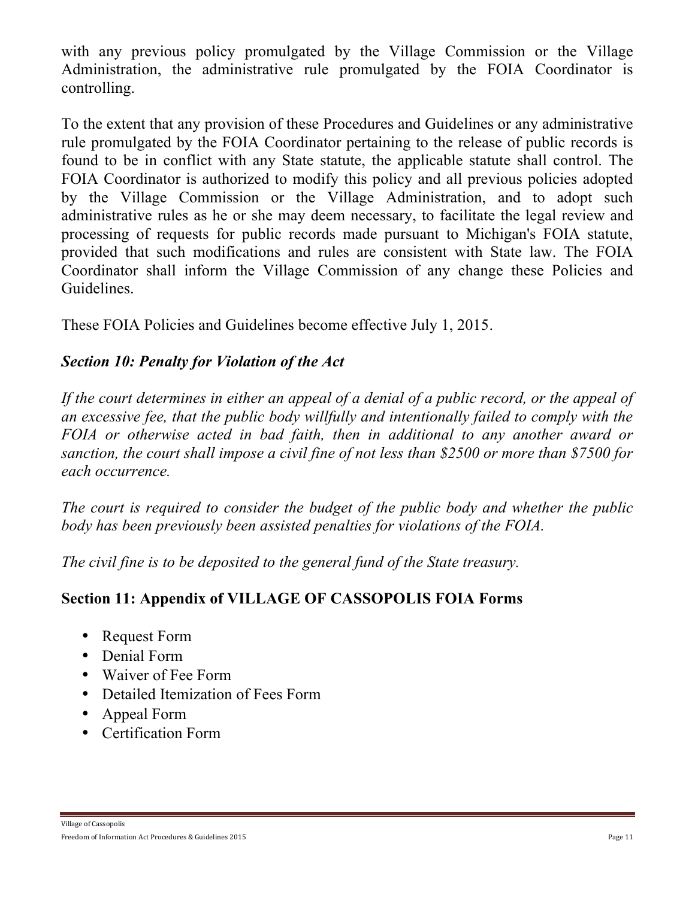with any previous policy promulgated by the Village Commission or the Village Administration, the administrative rule promulgated by the FOIA Coordinator is controlling.

To the extent that any provision of these Procedures and Guidelines or any administrative rule promulgated by the FOIA Coordinator pertaining to the release of public records is found to be in conflict with any State statute, the applicable statute shall control. The FOIA Coordinator is authorized to modify this policy and all previous policies adopted by the Village Commission or the Village Administration, and to adopt such administrative rules as he or she may deem necessary, to facilitate the legal review and processing of requests for public records made pursuant to Michigan's FOIA statute, provided that such modifications and rules are consistent with State law. The FOIA Coordinator shall inform the Village Commission of any change these Policies and Guidelines.

These FOIA Policies and Guidelines become effective July 1, 2015.

### *Section 10: Penalty for Violation of the Act*

*If the court determines in either an appeal of a denial of a public record, or the appeal of an excessive fee, that the public body willfully and intentionally failed to comply with the FOIA or otherwise acted in bad faith, then in additional to any another award or sanction, the court shall impose a civil fine of not less than $2500 or more than $7500 for each occurrence.*

*The court is required to consider the budget of the public body and whether the public body has been previously been assisted penalties for violations of the FOIA.*

*The civil fine is to be deposited to the general fund of the State treasury.*

### Section 11: Appendix of VILLAGE OF CASSOPOLIS FOIA Forms

- Request Form
- Denial Form
- Waiver of Fee Form
- Detailed Itemization of Fees Form
- Appeal Form
- Certification Form